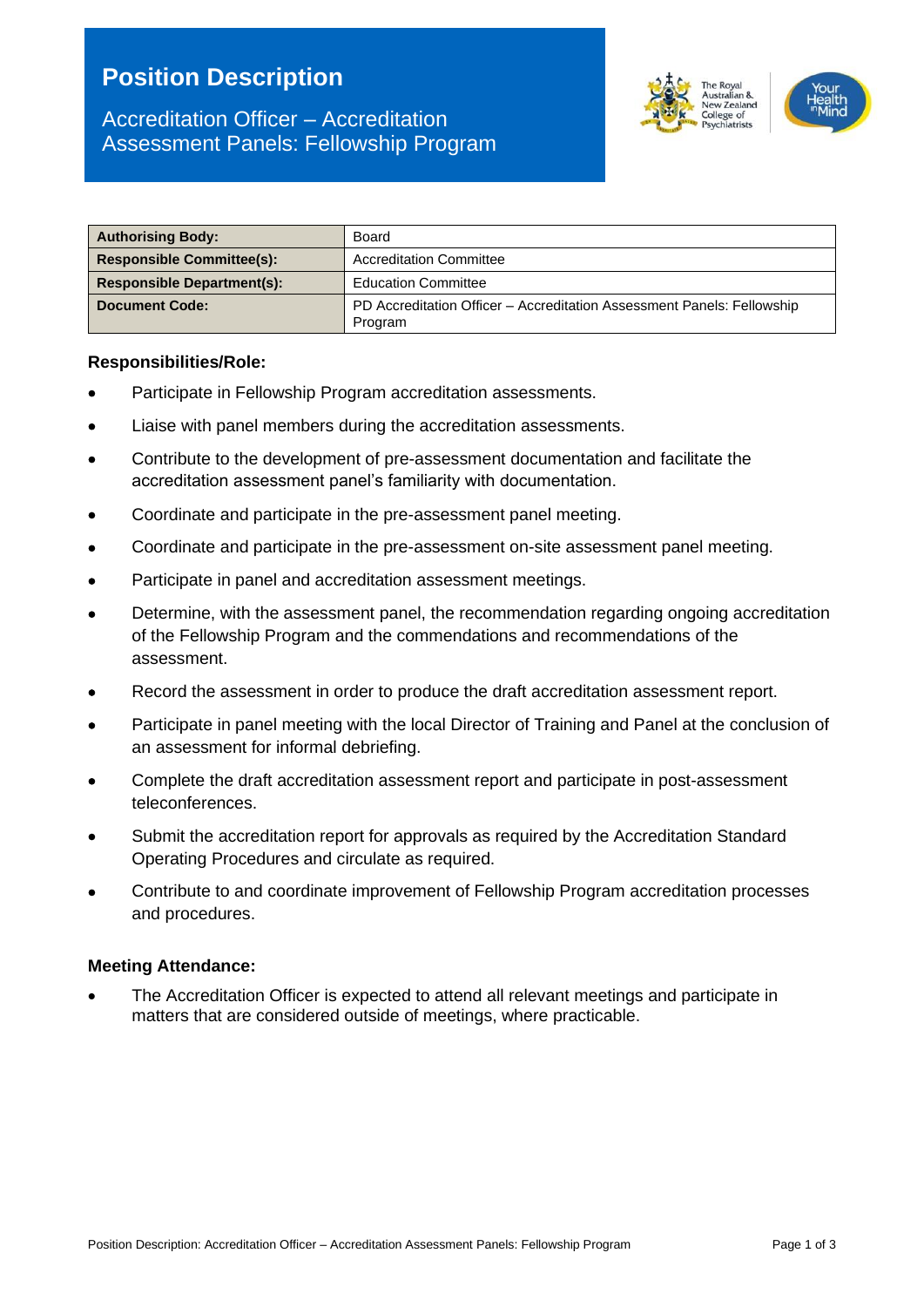# Position Description

## Accreditation Officer – Accreditation Assessment Panels: Fellowship Program

| Authorising Body: | Board |
|---|---|
| Responsible Committee(s): | Accreditation Committee |
| Responsible Department(s): | Education Committee |
| Document Code: | PD Accreditation Officer – Accreditation Assessment Panels: Fellowship Program |

### Responsibilities/Role:

- Participate in Fellowship Program accreditation assessments.
- Liaise with panel members during the accreditation assessments.
- Contribute to the development of pre-assessment documentation and facilitate the accreditation assessment panel's familiarity with documentation.
- Coordinate and participate in the pre-assessment panel meeting.
- Coordinate and participate in the pre-assessment on-site assessment panel meeting.
- Participate in panel and accreditation assessment meetings.
- Determine, with the assessment panel, the recommendation regarding ongoing accreditation of the Fellowship Program and the commendations and recommendations of the assessment.
- Record the assessment in order to produce the draft accreditation assessment report.
- Participate in panel meeting with the local Director of Training and Panel at the conclusion of an assessment for informal debriefing.
- Complete the draft accreditation assessment report and participate in post-assessment teleconferences.
- Submit the accreditation report for approvals as required by the Accreditation Standard Operating Procedures and circulate as required.
- Contribute to and coordinate improvement of Fellowship Program accreditation processes and procedures.

### Meeting Attendance:

- The Accreditation Officer is expected to attend all relevant meetings and participate in matters that are considered outside of meetings, where practicable.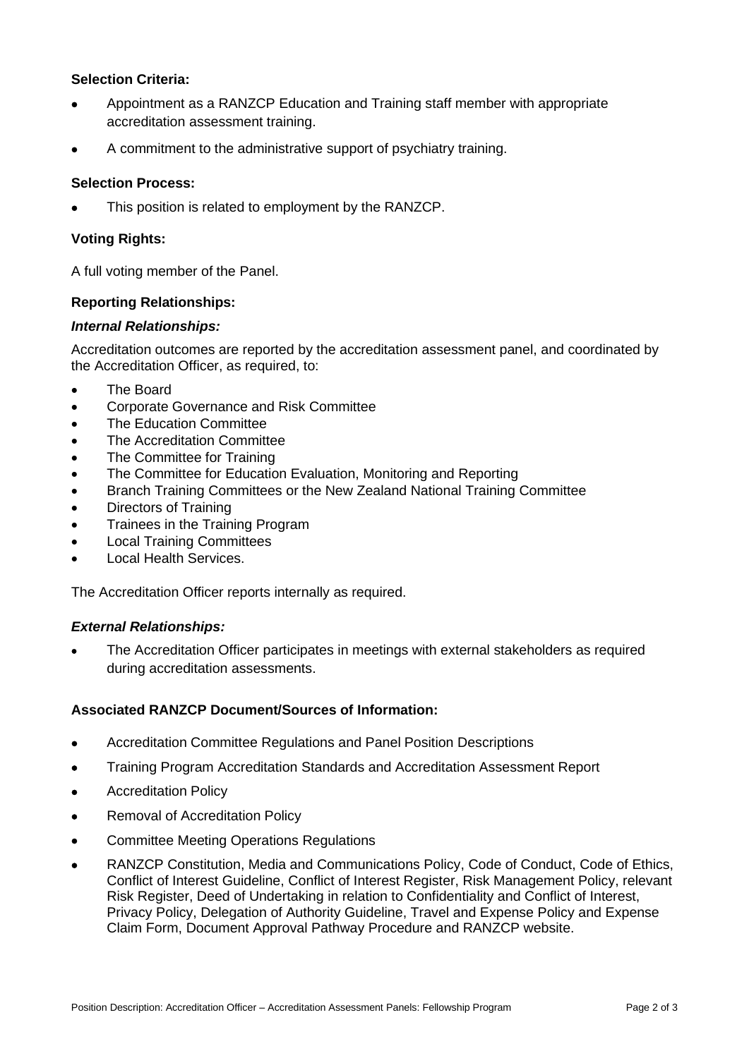**Selection Criteria:**

- Appointment as a RANZCP Education and Training staff member with appropriate accreditation assessment training.
- A commitment to the administrative support of psychiatry training.

**Selection Process:**

- This position is related to employment by the RANZCP.

**Voting Rights:**

A full voting member of the Panel.

**Reporting Relationships:**

***Internal Relationships:***

Accreditation outcomes are reported by the accreditation assessment panel, and coordinated by the Accreditation Officer, as required, to:

- The Board
- Corporate Governance and Risk Committee
- The Education Committee
- The Accreditation Committee
- The Committee for Training
- The Committee for Education Evaluation, Monitoring and Reporting
- Branch Training Committees or the New Zealand National Training Committee
- Directors of Training
- Trainees in the Training Program
- Local Training Committees
- Local Health Services.

The Accreditation Officer reports internally as required.

***External Relationships:***

- The Accreditation Officer participates in meetings with external stakeholders as required during accreditation assessments.

**Associated RANZCP Document/Sources of Information:**

- Accreditation Committee Regulations and Panel Position Descriptions
- Training Program Accreditation Standards and Accreditation Assessment Report
- Accreditation Policy
- Removal of Accreditation Policy
- Committee Meeting Operations Regulations
- RANZCP Constitution, Media and Communications Policy, Code of Conduct, Code of Ethics, Conflict of Interest Guideline, Conflict of Interest Register, Risk Management Policy, relevant Risk Register, Deed of Undertaking in relation to Confidentiality and Conflict of Interest, Privacy Policy, Delegation of Authority Guideline, Travel and Expense Policy and Expense Claim Form, Document Approval Pathway Procedure and RANZCP website.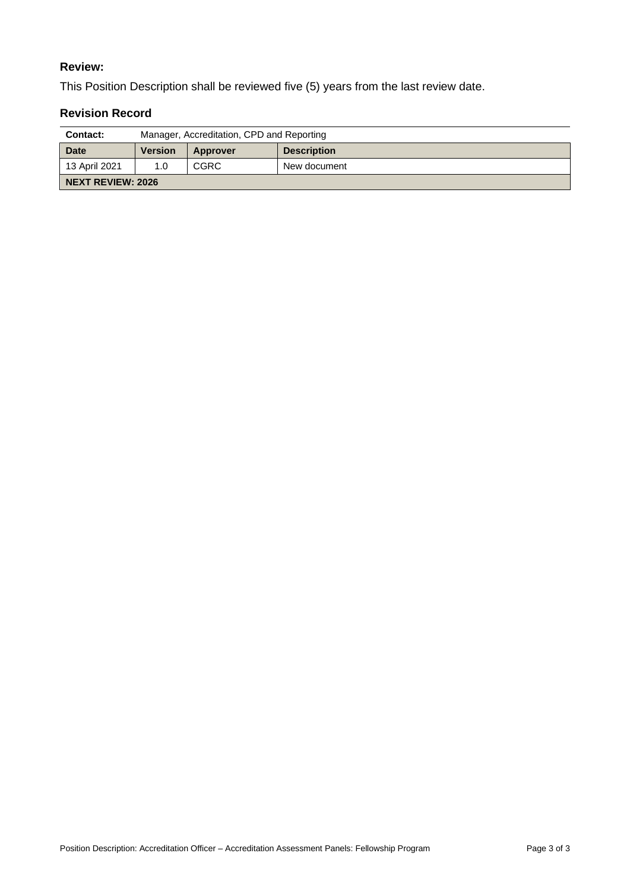### Review:

This Position Description shall be reviewed five (5) years from the last review date.

### Revision Record

| **Contact:** | Manager, Accreditation, CPD and Reporting | | |
|---|---|---|---|
| **Date** | **Version** | **Approver** | **Description** |
| 13 April 2021 | 1.0 | CGRC | New document |
| **NEXT REVIEW: 2026** | | | |